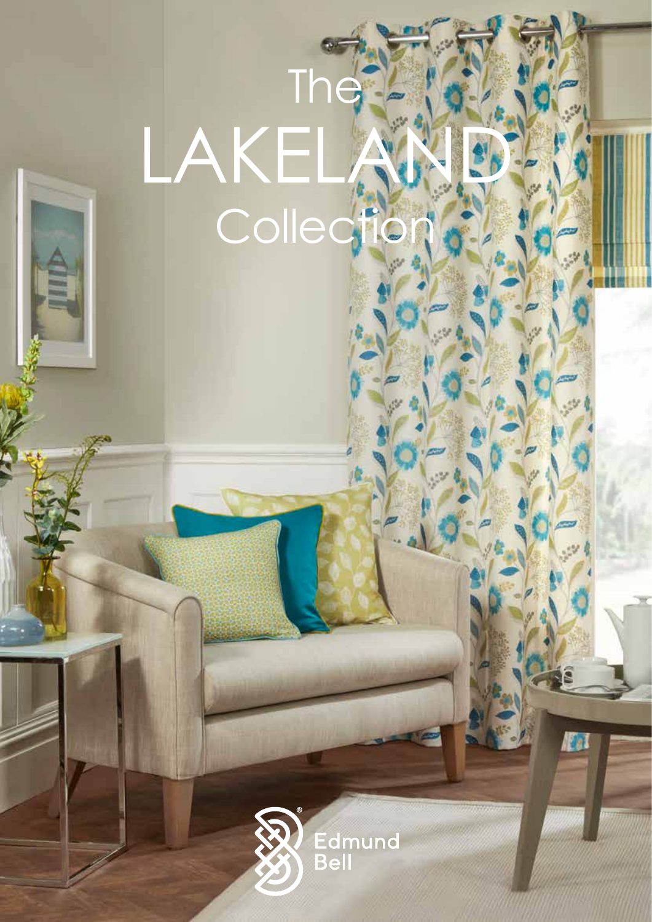# The LAKELAND Collection

Edmund Bell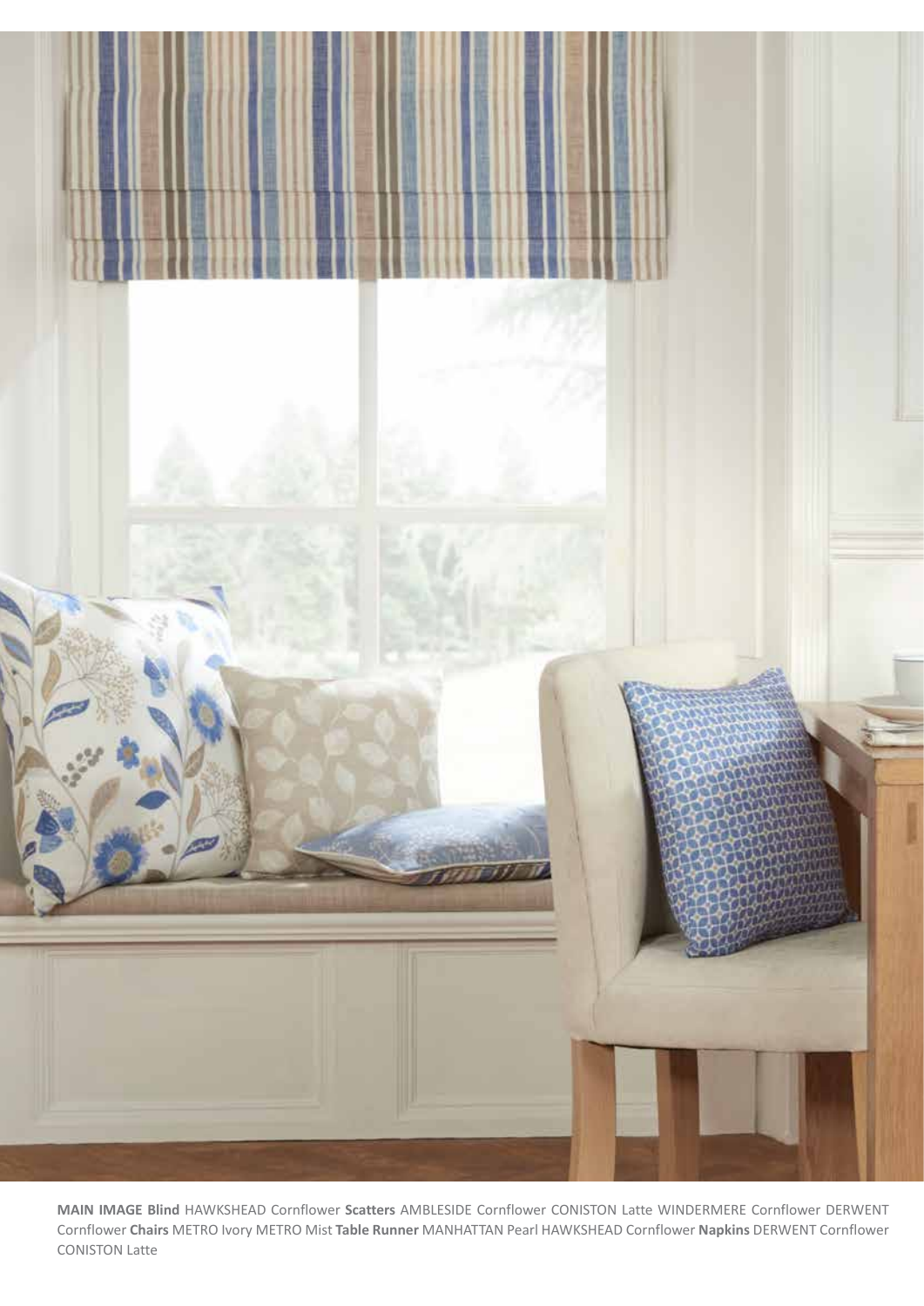**MAIN IMAGE Blind** HAWKSHEAD Cornflower **Scatters** AMBLESIDE Cornflower CONISTON Latte WINDERMERE Cornflower DERWENT Cornflower **Chairs** METRO Ivory METRO Mist **Table Runner** MANHATTAN Pearl HAWKSHEAD Cornflower **Napkins** DERWENT Cornflower CONISTON Latte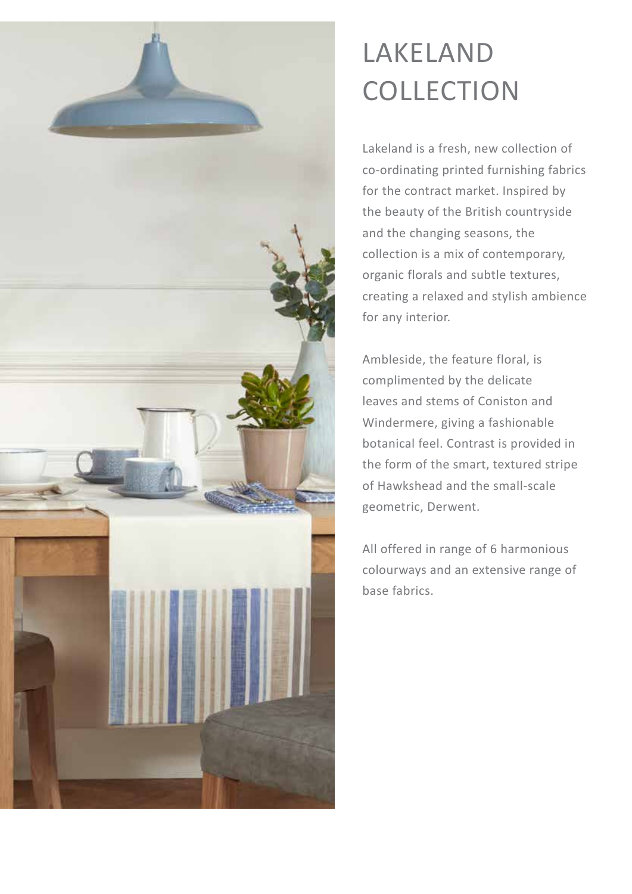# LAKELAND COLLECTION

Lakeland is a fresh, new collection of co-ordinating printed furnishing fabrics for the contract market. Inspired by the beauty of the British countryside and the changing seasons, the collection is a mix of contemporary, organic florals and subtle textures, creating a relaxed and stylish ambience for any interior.

Ambleside, the feature floral, is complimented by the delicate leaves and stems of Coniston and Windermere, giving a fashionable botanical feel. Contrast is provided in the form of the smart, textured stripe of Hawkshead and the small-scale geometric, Derwent.

All offered in range of 6 harmonious colourways and an extensive range of base fabrics.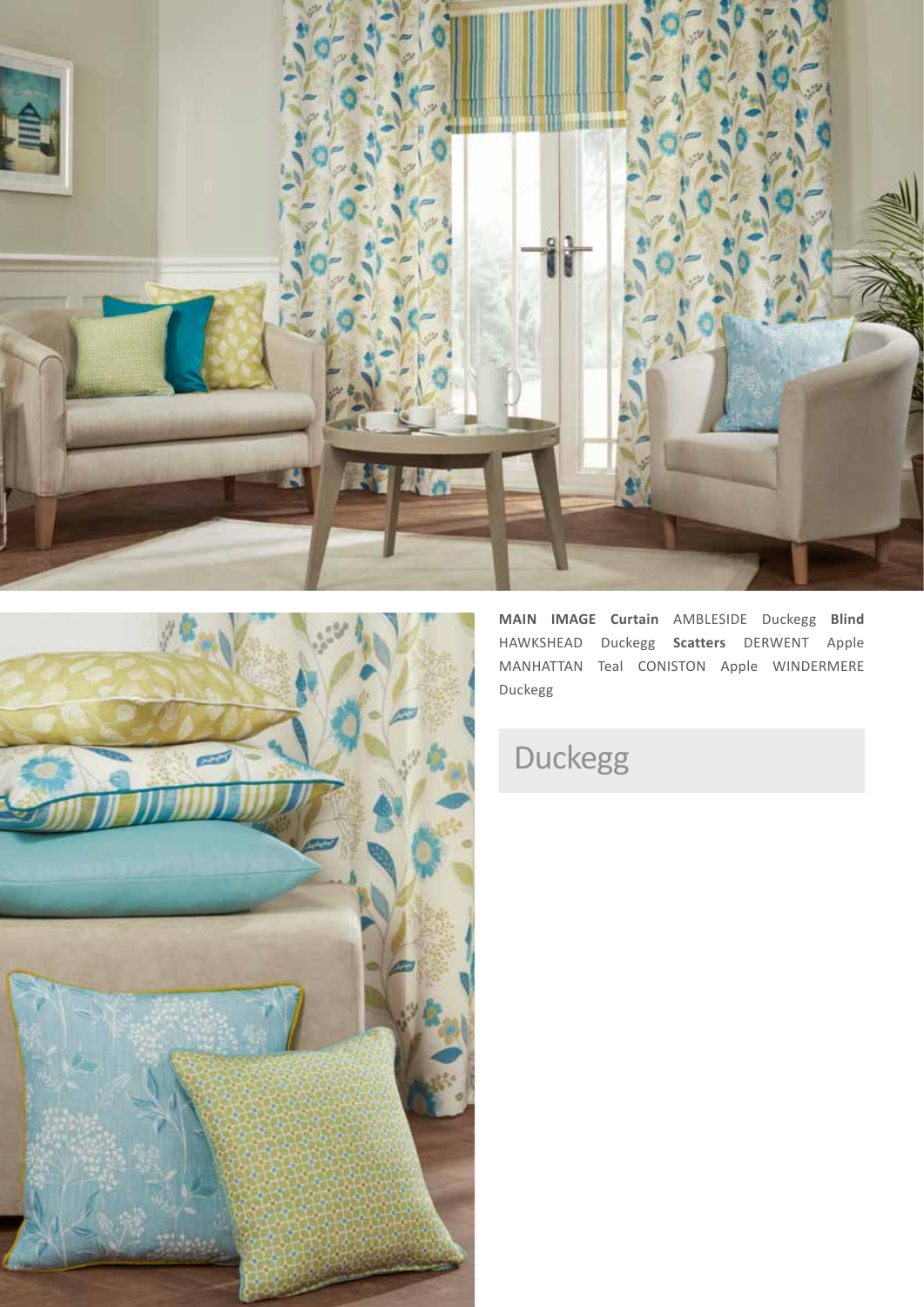**MAIN IMAGE Curtain** AMBLESIDE Duckegg **Blind** HAWKSHEAD Duckegg **Scatters** DERWENT Apple MANHATTAN Teal CONISTON Apple WINDERMERE Duckegg

## Duckegg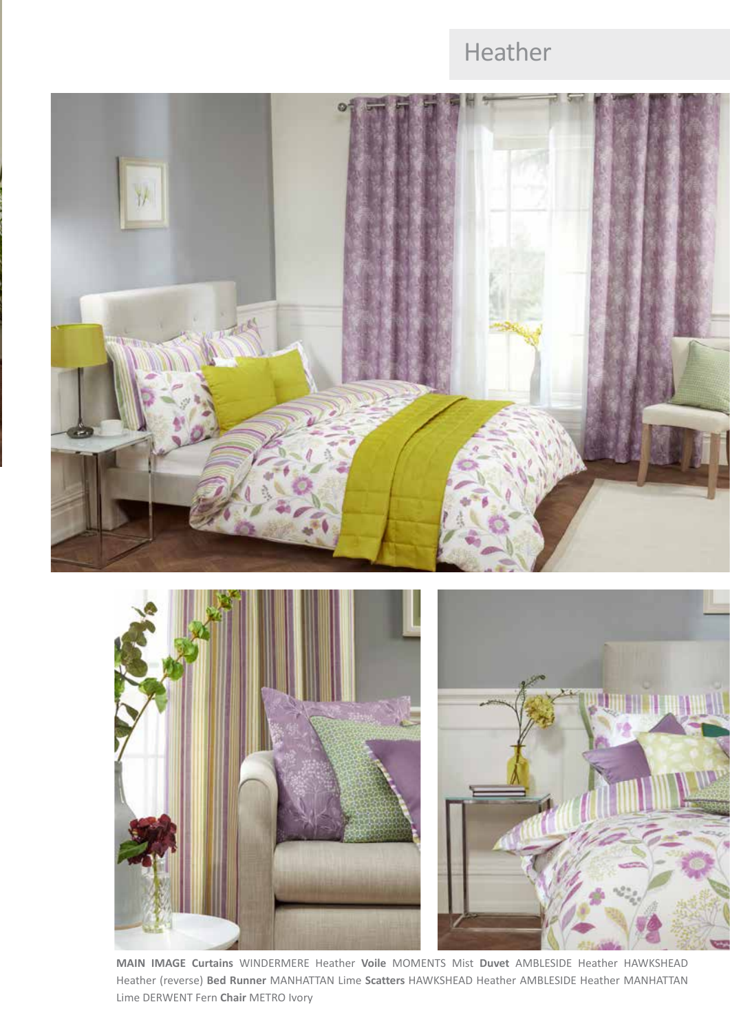# Heather

**MAIN IMAGE Curtains** WINDERMERE Heather **Voile** MOMENTS Mist **Duvet** AMBLESIDE Heather HAWKSHEAD Heather (reverse) **Bed Runner** MANHATTAN Lime **Scatters** HAWKSHEAD Heather AMBLESIDE Heather MANHATTAN Lime DERWENT Fern **Chair** METRO Ivory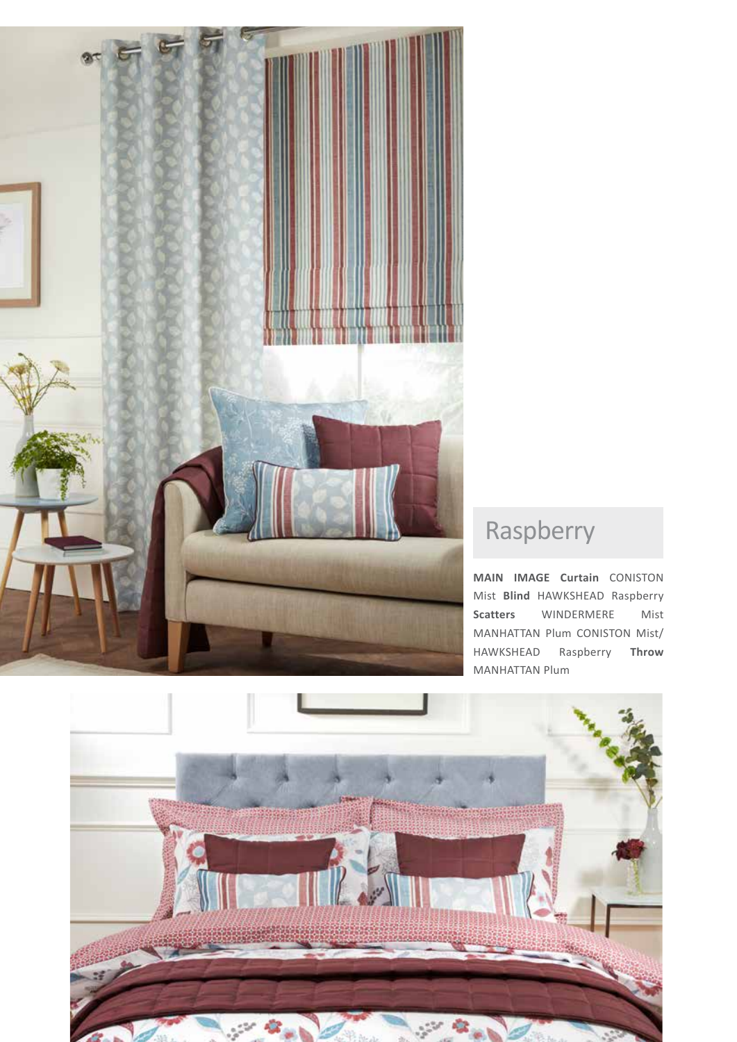## Raspberry

**MAIN IMAGE Curtain** CONISTON Mist **Blind** HAWKSHEAD Raspberry **Scatters** WINDERMERE Mist MANHATTAN Plum CONISTON Mist/ HAWKSHEAD Raspberry **Throw** MANHATTAN Plum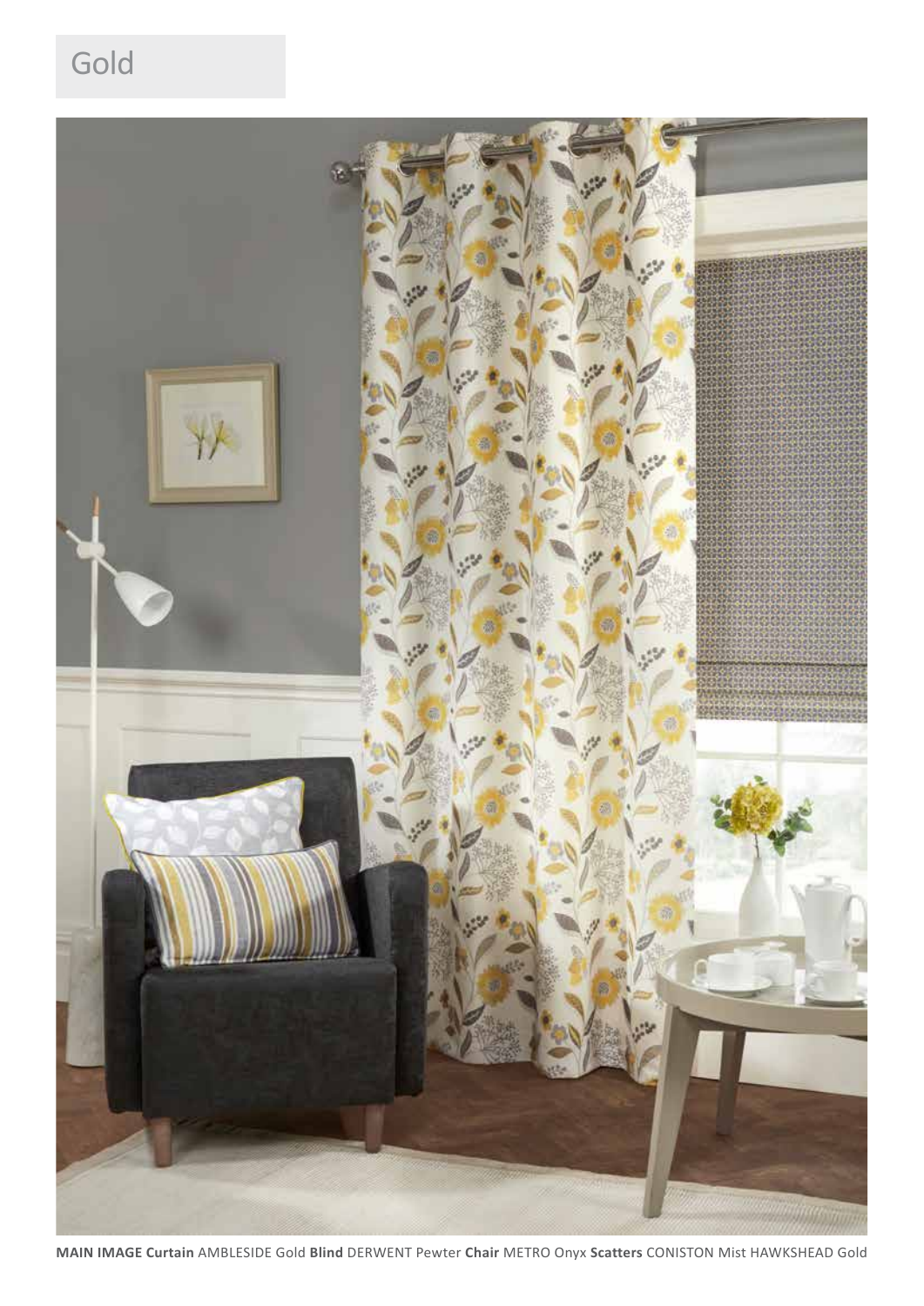# Gold

**MAIN IMAGE Curtain** AMBLESIDE Gold **Blind** DERWENT Pewter **Chair** METRO Onyx **Scatters** CONISTON Mist HAWKSHEAD Gold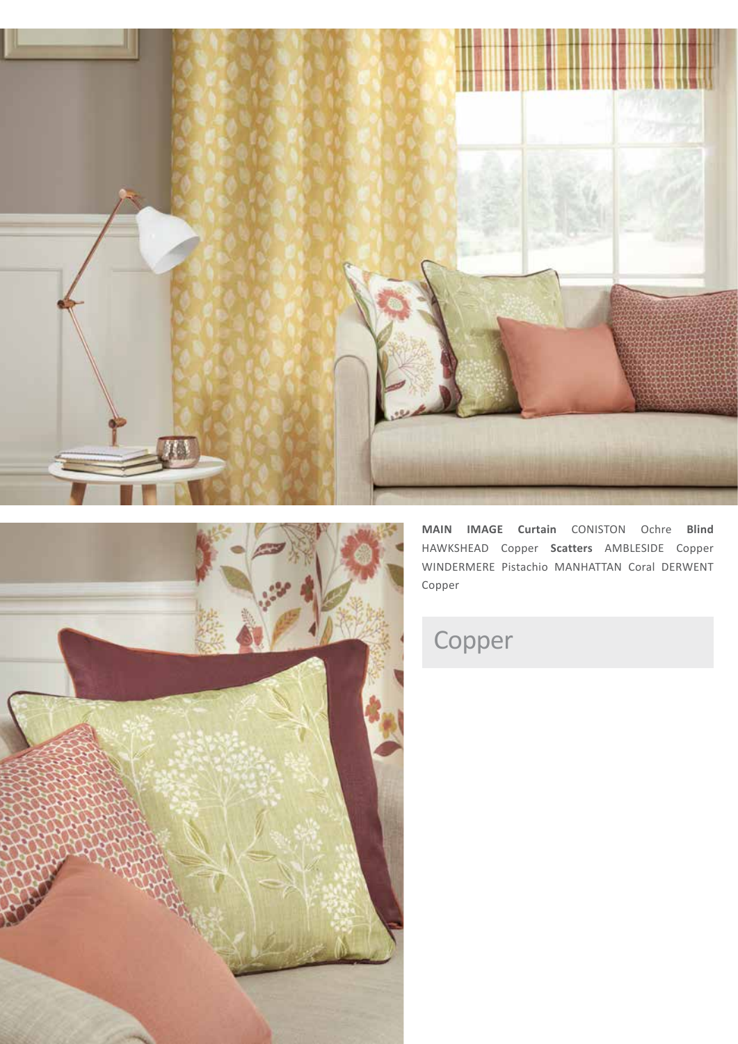**MAIN IMAGE Curtain** CONISTON Ochre **Blind** HAWKSHEAD Copper **Scatters** AMBLESIDE Copper WINDERMERE Pistachio MANHATTAN Coral DERWENT Copper

## Copper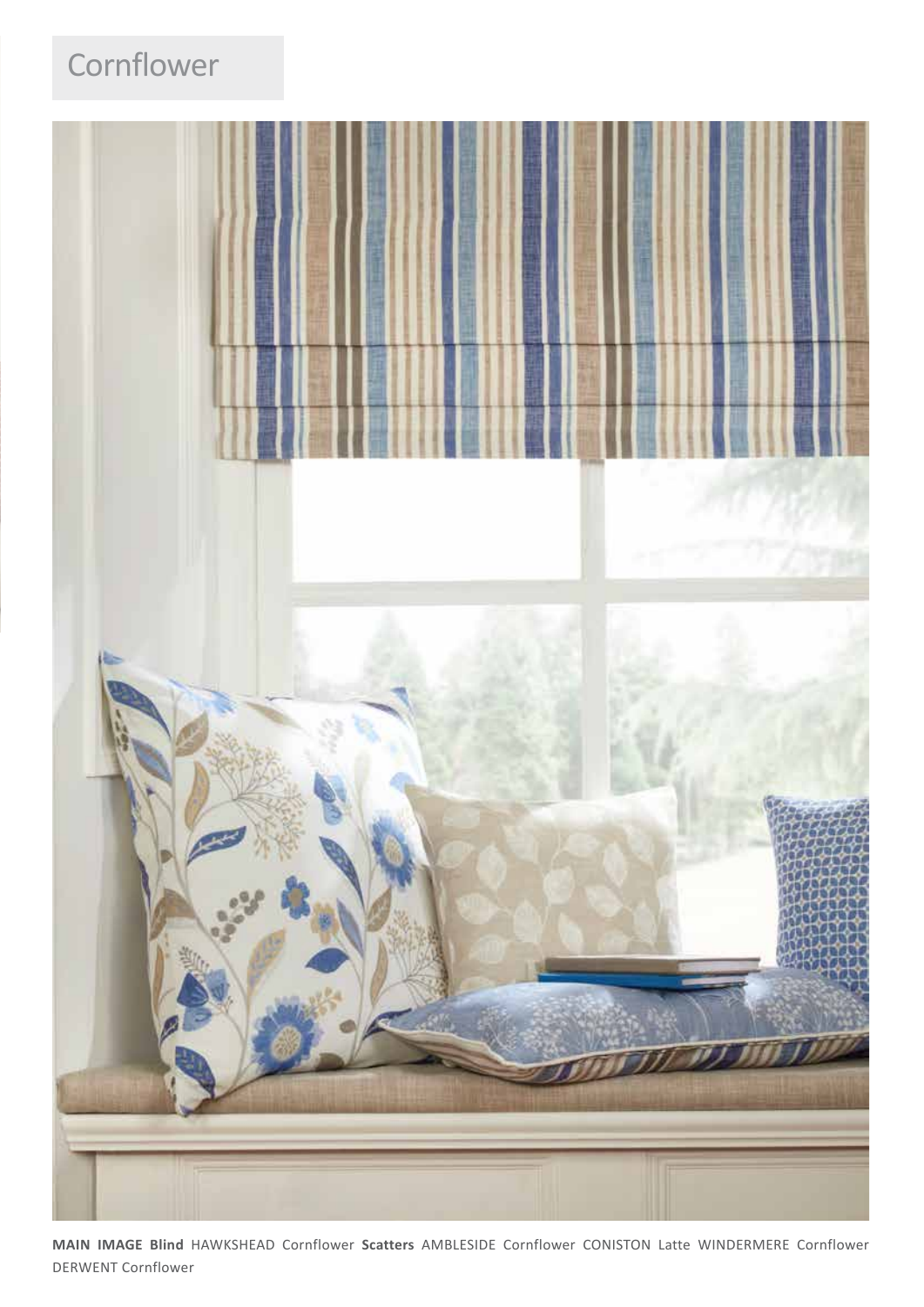# Cornflower

**MAIN IMAGE Blind** HAWKSHEAD Cornflower **Scatters** AMBLESIDE Cornflower CONISTON Latte WINDERMERE Cornflower DERWENT Cornflower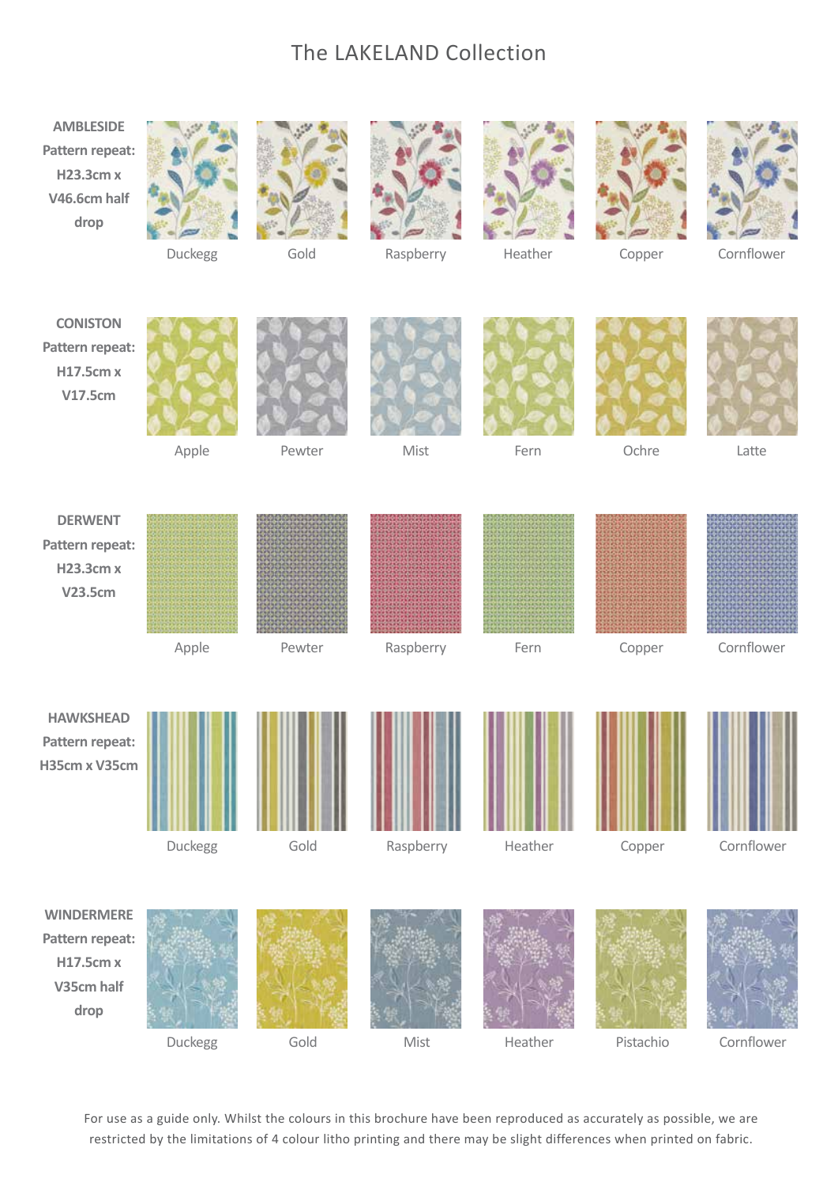# The LAKELAND Collection

| Fabric | | | | | | |
|---|---|---|---|---|---|---|
| **AMBLESIDE** Pattern repeat: H23.3cm x V46.6cm half drop | Duckegg | Gold | Raspberry | Heather | Copper | Cornflower |
| **CONISTON** Pattern repeat: H17.5cm x V17.5cm | Apple | Pewter | Mist | Fern | Ochre | Latte |
| **DERWENT** Pattern repeat: H23.3cm x V23.5cm | Apple | Pewter | Raspberry | Fern | Copper | Cornflower |
| **HAWKSHEAD** Pattern repeat: H35cm x V35cm | Duckegg | Gold | Raspberry | Heather | Copper | Cornflower |
| **WINDERMERE** Pattern repeat: H17.5cm x V35cm half drop | Duckegg | Gold | Mist | Heather | Pistachio | Cornflower |

For use as a guide only. Whilst the colours in this brochure have been reproduced as accurately as possible, we are restricted by the limitations of 4 colour litho printing and there may be slight differences when printed on fabric.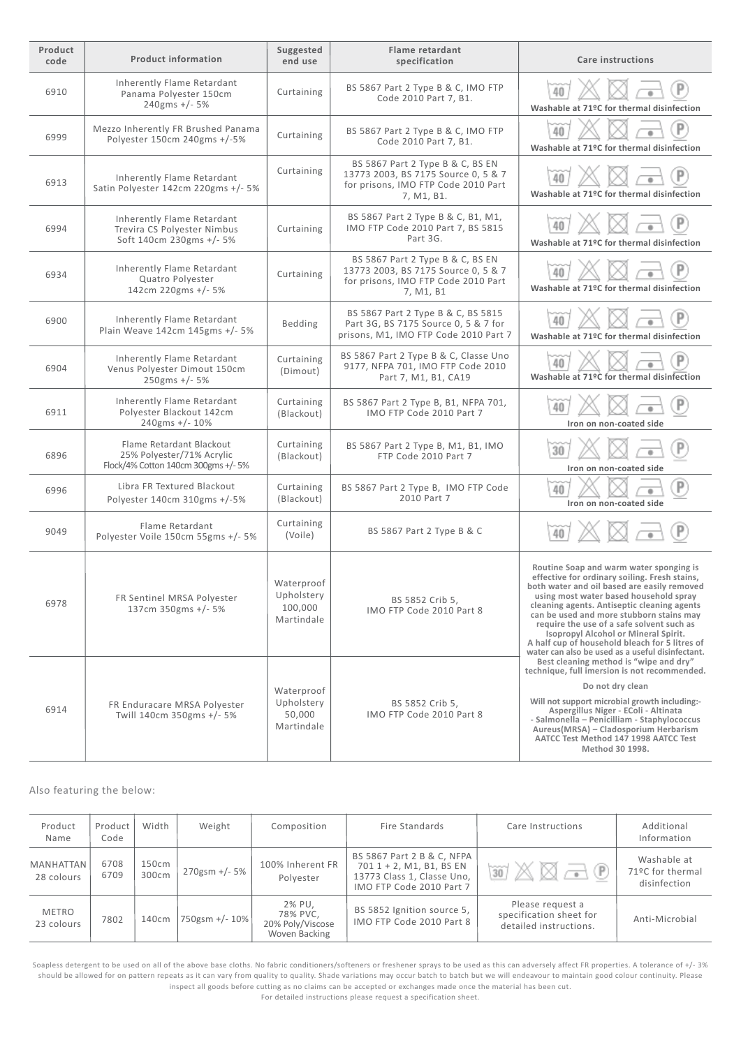| Product code | Product information | Suggested end use | Flame retardant specification | Care instructions |
|---|---|---|---|---|
| 6910 | Inherently Flame Retardant Panama Polyester 150cm 240gms +/- 5% | Curtaining | BS 5867 Part 2 Type B & C, IMO FTP Code 2010 Part 7, B1. | 40 Washable at 71ºC for thermal disinfection |
| 6999 | Mezzo Inherently FR Brushed Panama Polyester 150cm 240gms +/-5% | Curtaining | BS 5867 Part 2 Type B & C, IMO FTP Code 2010 Part 7, B1. | 40 Washable at 71ºC for thermal disinfection |
| 6913 | Inherently Flame Retardant Satin Polyester 142cm 220gms +/- 5% | Curtaining | BS 5867 Part 2 Type B & C, BS EN 13773 2003, BS 7175 Source 0, 5 & 7 for prisons, IMO FTP Code 2010 Part 7, M1, B1. | 40 Washable at 71ºC for thermal disinfection |
| 6994 | Inherently Flame Retardant Trevira CS Polyester Nimbus Soft 140cm 230gms +/- 5% | Curtaining | BS 5867 Part 2 Type B & C, B1, M1, IMO FTP Code 2010 Part 7, BS 5815 Part 3G. | 40 Washable at 71ºC for thermal disinfection |
| 6934 | Inherently Flame Retardant Quatro Polyester 142cm 220gms +/- 5% | Curtaining | BS 5867 Part 2 Type B & C, BS EN 13773 2003, BS 7175 Source 0, 5 & 7 for prisons, IMO FTP Code 2010 Part 7, M1, B1 | 40 Washable at 71ºC for thermal disinfection |
| 6900 | Inherently Flame Retardant Plain Weave 142cm 145gms +/- 5% | Bedding | BS 5867 Part 2 Type B & C, BS 5815 Part 3G, BS 7175 Source 0, 5 & 7 for prisons, M1, IMO FTP Code 2010 Part 7 | 40 Washable at 71ºC for thermal disinfection |
| 6904 | Inherently Flame Retardant Venus Polyester Dimout 150cm 250gms +/- 5% | Curtaining (Dimout) | BS 5867 Part 2 Type B & C, Classe Uno 9177, NFPA 701, IMO FTP Code 2010 Part 7, M1, B1, CA19 | 40 Washable at 71ºC for thermal disinfection |
| 6911 | Inherently Flame Retardant Polyester Blackout 142cm 240gms +/- 10% | Curtaining (Blackout) | BS 5867 Part 2 Type B, B1, NFPA 701, IMO FTP Code 2010 Part 7 | 40 Iron on non-coated side |
| 6896 | Flame Retardant Blackout 25% Polyester/71% Acrylic Flock/4% Cotton 140cm 300gms +/- 5% | Curtaining (Blackout) | BS 5867 Part 2 Type B, M1, B1, IMO FTP Code 2010 Part 7 | 30 Iron on non-coated side |
| 6996 | Libra FR Textured Blackout Polyester 140cm 310gms +/-5% | Curtaining (Blackout) | BS 5867 Part 2 Type B, IMO FTP Code 2010 Part 7 | 40 Iron on non-coated side |
| 9049 | Flame Retardant Polyester Voile 150cm 55gms +/- 5% | Curtaining (Voile) | BS 5867 Part 2 Type B & C | 40 |
| 6978 | FR Sentinel MRSA Polyester 137cm 350gms +/- 5% | Waterproof Upholstery 100,000 Martindale | BS 5852 Crib 5, IMO FTP Code 2010 Part 8 | Routine Soap and warm water sponging is effective for ordinary soiling. Fresh stains, both water and oil based are easily removed using most water based household spray cleaning agents. Antiseptic cleaning agents can be used and more stubborn stains may require the use of a safe solvent such as Isopropyl Alcohol or Mineral Spirit. A half cup of household bleach for 5 litres of water can also be used as a useful disinfectant. Best cleaning method is "wipe and dry" technique, full imersion is not recommended. Do not dry clean. Will not support microbial growth including:- Aspergillus Niger - EColi - Altinata - Salmonella – Penicilliam - Staphylococcus Aureus(MRSA) – Cladosporium Herbarism AATCC Test Method 147 1998 AATCC Test Method 30 1998. |
| 6914 | FR Enduracare MRSA Polyester Twill 140cm 350gms +/- 5% | Waterproof Upholstery 50,000 Martindale | BS 5852 Crib 5, IMO FTP Code 2010 Part 8 | |

Also featuring the below:

| Product Name | Product Code | Width | Weight | Composition | Fire Standards | Care Instructions | Additional Information |
|---|---|---|---|---|---|---|---|
| MANHATTAN 28 colours | 6708 6709 | 150cm 300cm | 270gsm +/- 5% | 100% Inherent FR Polyester | BS 5867 Part 2 B & C, NFPA 701 1 + 2, M1, B1, BS EN 13773 Class 1, Classe Uno, IMO FTP Code 2010 Part 7 | 30 | Washable at 71ºC for thermal disinfection |
| METRO 23 colours | 7802 | 140cm | 750gsm +/- 10% | 2% PU, 78% PVC, 20% Poly/Viscose Woven Backing | BS 5852 Ignition source 5, IMO FTP Code 2010 Part 8 | Please request a specification sheet for detailed instructions. | Anti-Microbial |

Soapless detergent to be used on all of the above base cloths. No fabric conditioners/softeners or freshener sprays to be used as this can adversely affect FR properties. A tolerance of +/- 3% should be allowed for on pattern repeats as it can vary from quality to quality. Shade variations may occur batch to batch but we will endeavour to maintain good colour continuity. Please inspect all goods before cutting as no claims can be accepted or exchanges made once the material has been cut.
For detailed instructions please request a specification sheet.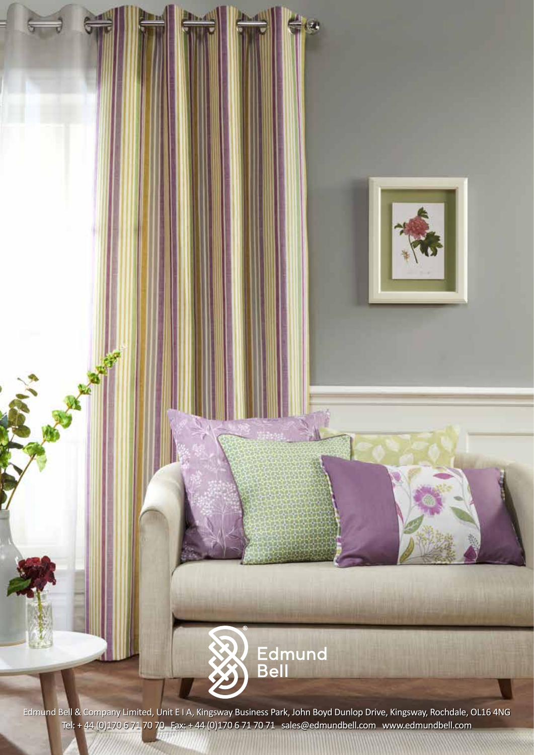Edmund Bell

Edmund Bell & Company Limited, Unit E I A, Kingsway Business Park, John Boyd Dunlop Drive, Kingsway, Rochdale, OL16 4NG
Tel: + 44 (0)170 6 71 70 70 Fax: + 44 (0)170 6 71 70 71 sales@edmundbell.com www.edmundbell.com